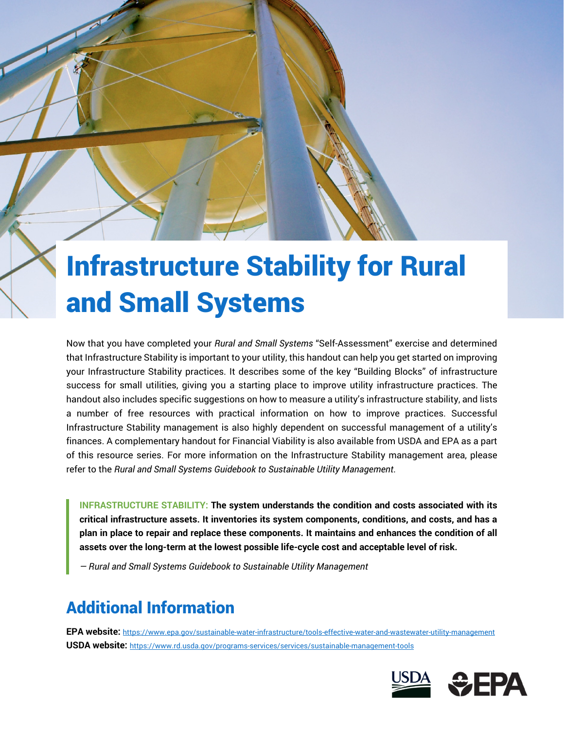# Infrastructure Stability for Rural and Small Systems

Now that you have completed your *Rural and Small Systems* "Self-Assessment" exercise and determined that Infrastructure Stability is important to your utility, this handout can help you get started on improving your Infrastructure Stability practices. It describes some of the key "Building Blocks" of infrastructure success for small utilities, giving you a starting place to improve utility infrastructure practices. The handout also includes specific suggestions on how to measure a utility's infrastructure stability, and lists a number of free resources with practical information on how to improve practices. Successful Infrastructure Stability management is also highly dependent on successful management of a utility's finances. A complementary handout for Financial Viability is also available from USDA and EPA as a part of this resource series. For more information on the Infrastructure Stability management area, please refer to the *Rural and Small Systems Guidebook to Sustainable Utility Management*.

> INFRASTRUCTURE STABILITY: **The system understands the condition and costs associated with its critical infrastructure assets. It inventories its system components, conditions, and costs, and has a plan in place to repair and replace these components. It maintains and enhances the condition of all assets over the long-term at the lowest possible life-cycle cost and acceptable level of risk.**
>
> *— Rural and Small Systems Guidebook to Sustainable Utility Management*

## Additional Information

**EPA website:** https://www.epa.gov/sustainable-water-infrastructure/tools-effective-water-and-wastewater-utility-management
**USDA website:** https://www.rd.usda.gov/programs-services/services/sustainable-management-tools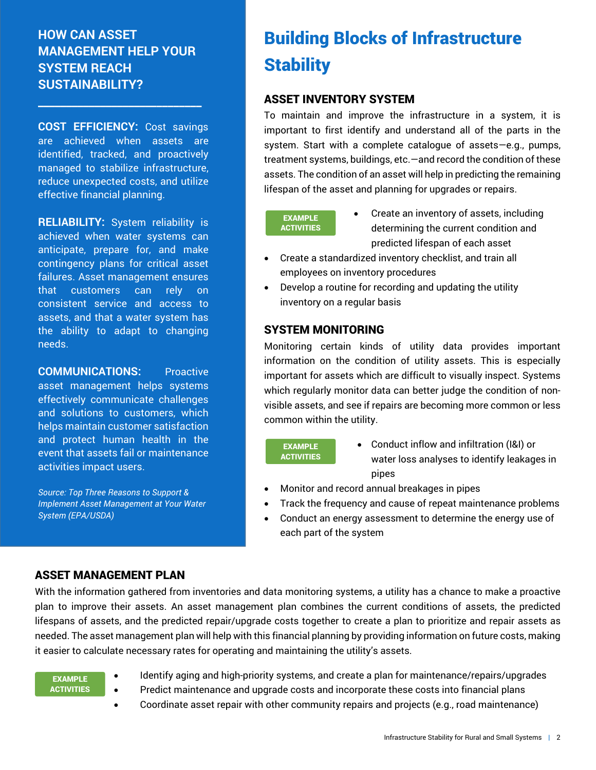## HOW CAN ASSET MANAGEMENT HELP YOUR SYSTEM REACH SUSTAINABILITY?

**COST EFFICIENCY:** Cost savings are achieved when assets are identified, tracked, and proactively managed to stabilize infrastructure, reduce unexpected costs, and utilize effective financial planning.

**RELIABILITY:** System reliability is achieved when water systems can anticipate, prepare for, and make contingency plans for critical asset failures. Asset management ensures that customers can rely on consistent service and access to assets, and that a water system has the ability to adapt to changing needs.

**COMMUNICATIONS:** Proactive asset management helps systems effectively communicate challenges and solutions to customers, which helps maintain customer satisfaction and protect human health in the event that assets fail or maintenance activities impact users.

*Source: Top Three Reasons to Support & Implement Asset Management at Your Water System (EPA/USDA)*

# Building Blocks of Infrastructure Stability

### ASSET INVENTORY SYSTEM

To maintain and improve the infrastructure in a system, it is important to first identify and understand all of the parts in the system. Start with a complete catalogue of assets—e.g., pumps, treatment systems, buildings, etc.—and record the condition of these assets. The condition of an asset will help in predicting the remaining lifespan of the asset and planning for upgrades or repairs.

**EXAMPLE ACTIVITIES**

- Create an inventory of assets, including determining the current condition and predicted lifespan of each asset
- Create a standardized inventory checklist, and train all employees on inventory procedures
- Develop a routine for recording and updating the utility inventory on a regular basis

### SYSTEM MONITORING

Monitoring certain kinds of utility data provides important information on the condition of utility assets. This is especially important for assets which are difficult to visually inspect. Systems which regularly monitor data can better judge the condition of non-visible assets, and see if repairs are becoming more common or less common within the utility.

**EXAMPLE ACTIVITIES**

- Conduct inflow and infiltration (I&I) or water loss analyses to identify leakages in pipes
- Monitor and record annual breakages in pipes
- Track the frequency and cause of repeat maintenance problems
- Conduct an energy assessment to determine the energy use of each part of the system

### ASSET MANAGEMENT PLAN

With the information gathered from inventories and data monitoring systems, a utility has a chance to make a proactive plan to improve their assets. An asset management plan combines the current conditions of assets, the predicted lifespans of assets, and the predicted repair/upgrade costs together to create a plan to prioritize and repair assets as needed. The asset management plan will help with this financial planning by providing information on future costs, making it easier to calculate necessary rates for operating and maintaining the utility's assets.

**EXAMPLE ACTIVITIES**

- Identify aging and high-priority systems, and create a plan for maintenance/repairs/upgrades
- Predict maintenance and upgrade costs and incorporate these costs into financial plans
- Coordinate asset repair with other community repairs and projects (e.g., road maintenance)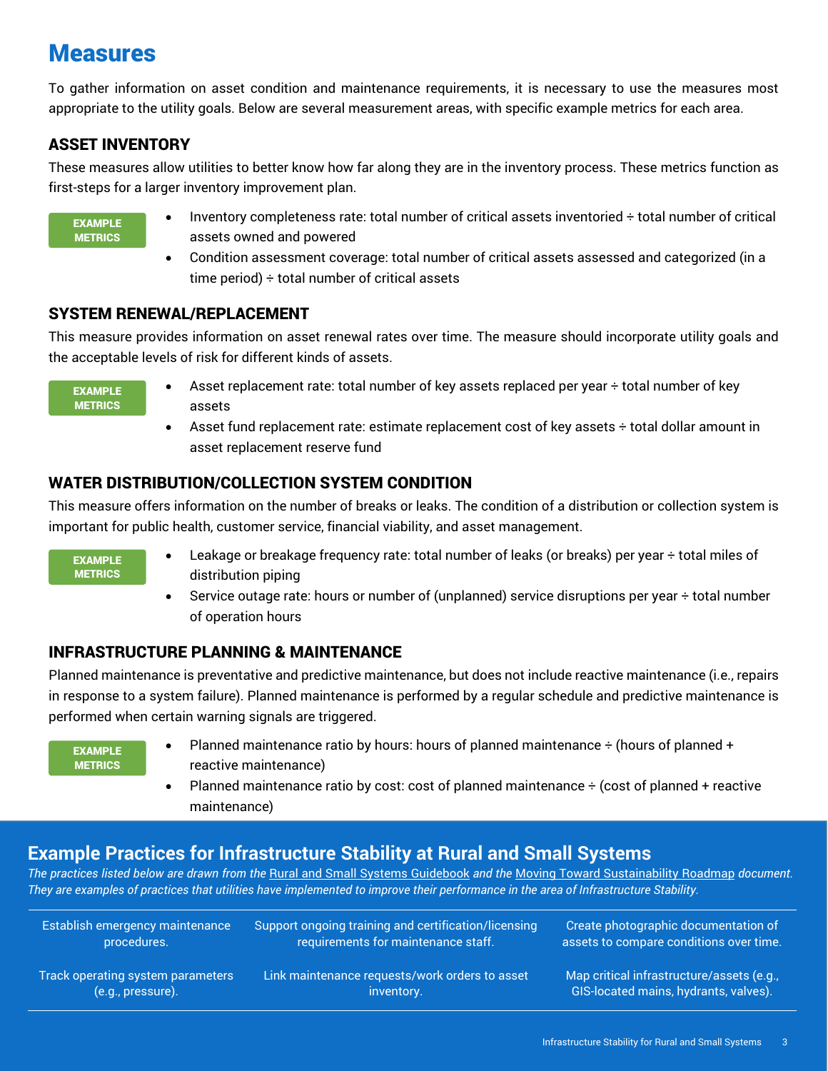# Measures

To gather information on asset condition and maintenance requirements, it is necessary to use the measures most appropriate to the utility goals. Below are several measurement areas, with specific example metrics for each area.

### ASSET INVENTORY

These measures allow utilities to better know how far along they are in the inventory process. These metrics function as first-steps for a larger inventory improvement plan.

**EXAMPLE METRICS**

- Inventory completeness rate: total number of critical assets inventoried ÷ total number of critical assets owned and powered
- Condition assessment coverage: total number of critical assets assessed and categorized (in a time period) ÷ total number of critical assets

### SYSTEM RENEWAL/REPLACEMENT

This measure provides information on asset renewal rates over time. The measure should incorporate utility goals and the acceptable levels of risk for different kinds of assets.

**EXAMPLE METRICS**

- Asset replacement rate: total number of key assets replaced per year ÷ total number of key assets
- Asset fund replacement rate: estimate replacement cost of key assets ÷ total dollar amount in asset replacement reserve fund

### WATER DISTRIBUTION/COLLECTION SYSTEM CONDITION

This measure offers information on the number of breaks or leaks. The condition of a distribution or collection system is important for public health, customer service, financial viability, and asset management.

**EXAMPLE METRICS**

- Leakage or breakage frequency rate: total number of leaks (or breaks) per year ÷ total miles of distribution piping
- Service outage rate: hours or number of (unplanned) service disruptions per year ÷ total number of operation hours

### INFRASTRUCTURE PLANNING & MAINTENANCE

Planned maintenance is preventative and predictive maintenance, but does not include reactive maintenance (i.e., repairs in response to a system failure). Planned maintenance is performed by a regular schedule and predictive maintenance is performed when certain warning signals are triggered.

**EXAMPLE METRICS**

- Planned maintenance ratio by hours: hours of planned maintenance ÷ (hours of planned + reactive maintenance)
- Planned maintenance ratio by cost: cost of planned maintenance ÷ (cost of planned + reactive maintenance)

## Example Practices for Infrastructure Stability at Rural and Small Systems

*The practices listed below are drawn from the Rural and Small Systems Guidebook and the Moving Toward Sustainability Roadmap document. They are examples of practices that utilities have implemented to improve their performance in the area of Infrastructure Stability.*

| | | |
|---|---|---|
| Establish emergency maintenance procedures. | Support ongoing training and certification/licensing requirements for maintenance staff. | Create photographic documentation of assets to compare conditions over time. |
| Track operating system parameters (e.g., pressure). | Link maintenance requests/work orders to asset inventory. | Map critical infrastructure/assets (e.g., GIS-located mains, hydrants, valves). |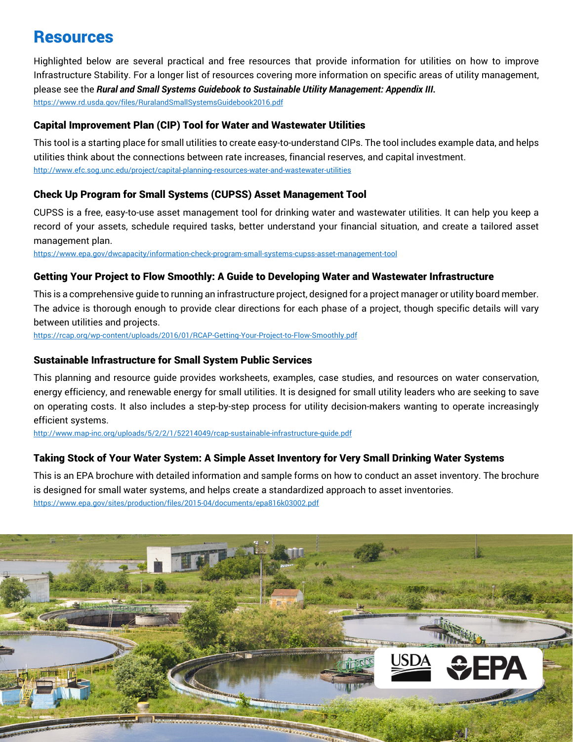# Resources

Highlighted below are several practical and free resources that provide information for utilities on how to improve Infrastructure Stability. For a longer list of resources covering more information on specific areas of utility management, please see the ***Rural and Small Systems Guidebook to Sustainable Utility Management: Appendix III.***
https://www.rd.usda.gov/files/RuralandSmallSystemsGuidebook2016.pdf

### Capital Improvement Plan (CIP) Tool for Water and Wastewater Utilities

This tool is a starting place for small utilities to create easy-to-understand CIPs. The tool includes example data, and helps utilities think about the connections between rate increases, financial reserves, and capital investment.
http://www.efc.sog.unc.edu/project/capital-planning-resources-water-and-wastewater-utilities

### Check Up Program for Small Systems (CUPSS) Asset Management Tool

CUPSS is a free, easy-to-use asset management tool for drinking water and wastewater utilities. It can help you keep a record of your assets, schedule required tasks, better understand your financial situation, and create a tailored asset management plan.
https://www.epa.gov/dwcapacity/information-check-program-small-systems-cupss-asset-management-tool

### Getting Your Project to Flow Smoothly: A Guide to Developing Water and Wastewater Infrastructure

This is a comprehensive guide to running an infrastructure project, designed for a project manager or utility board member. The advice is thorough enough to provide clear directions for each phase of a project, though specific details will vary between utilities and projects.
https://rcap.org/wp-content/uploads/2016/01/RCAP-Getting-Your-Project-to-Flow-Smoothly.pdf

### Sustainable Infrastructure for Small System Public Services

This planning and resource guide provides worksheets, examples, case studies, and resources on water conservation, energy efficiency, and renewable energy for small utilities. It is designed for small utility leaders who are seeking to save on operating costs. It also includes a step-by-step process for utility decision-makers wanting to operate increasingly efficient systems.
http://www.map-inc.org/uploads/5/2/2/1/52214049/rcap-sustainable-infrastructure-guide.pdf

### Taking Stock of Your Water System: A Simple Asset Inventory for Very Small Drinking Water Systems

This is an EPA brochure with detailed information and sample forms on how to conduct an asset inventory. The brochure is designed for small water systems, and helps create a standardized approach to asset inventories.
https://www.epa.gov/sites/production/files/2015-04/documents/epa816k03002.pdf